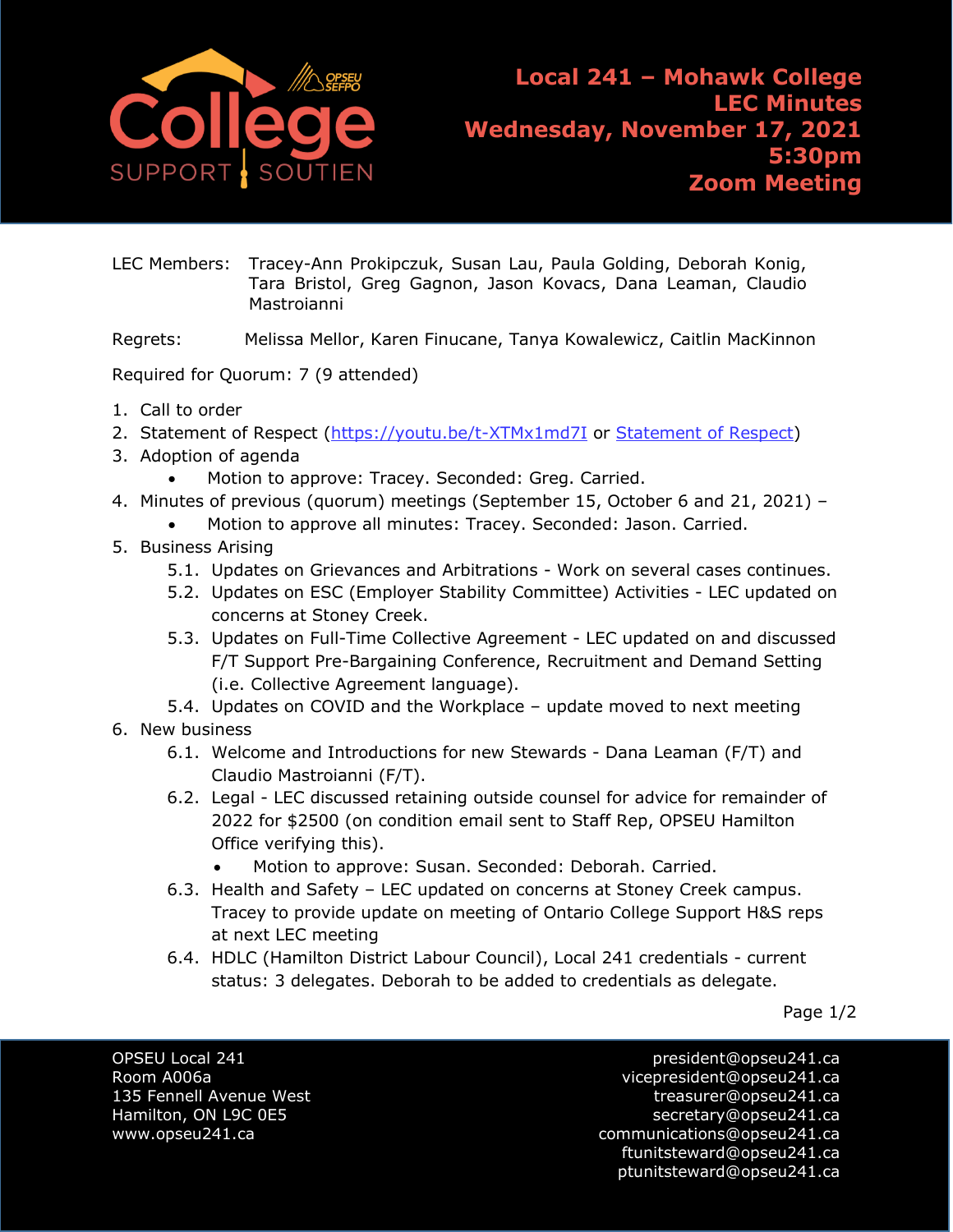# Local 241 – Mohawk College
## LEC Minutes
## Wednesday, November 17, 2021
## 5:30pm
## Zoom Meeting

LEC Members: Tracey-Ann Prokipczuk, Susan Lau, Paula Golding, Deborah Konig, Tara Bristol, Greg Gagnon, Jason Kovacs, Dana Leaman, Claudio Mastroianni

Regrets: Melissa Mellor, Karen Finucane, Tanya Kowalewicz, Caitlin MacKinnon

Required for Quorum: 7 (9 attended)

1. Call to order
2. Statement of Respect (https://youtu.be/t-XTMx1md7I or Statement of Respect)
3. Adoption of agenda
   - Motion to approve: Tracey. Seconded: Greg. Carried.
4. Minutes of previous (quorum) meetings (September 15, October 6 and 21, 2021) –
   - Motion to approve all minutes: Tracey. Seconded: Jason. Carried.
5. Business Arising
   - 5.1. Updates on Grievances and Arbitrations - Work on several cases continues.
   - 5.2. Updates on ESC (Employer Stability Committee) Activities - LEC updated on concerns at Stoney Creek.
   - 5.3. Updates on Full-Time Collective Agreement - LEC updated on and discussed F/T Support Pre-Bargaining Conference, Recruitment and Demand Setting (i.e. Collective Agreement language).
   - 5.4. Updates on COVID and the Workplace – update moved to next meeting
6. New business
   - 6.1. Welcome and Introductions for new Stewards - Dana Leaman (F/T) and Claudio Mastroianni (F/T).
   - 6.2. Legal - LEC discussed retaining outside counsel for advice for remainder of 2022 for $2500 (on condition email sent to Staff Rep, OPSEU Hamilton Office verifying this).
     - Motion to approve: Susan. Seconded: Deborah. Carried.
   - 6.3. Health and Safety – LEC updated on concerns at Stoney Creek campus. Tracey to provide update on meeting of Ontario College Support H&S reps at next LEC meeting
   - 6.4. HDLC (Hamilton District Labour Council), Local 241 credentials - current status: 3 delegates. Deborah to be added to credentials as delegate.

OPSEU Local 241
Room A006a
135 Fennell Avenue West
Hamilton, ON L9C 0E5
www.opseu241.ca

president@opseu241.ca
vicepresident@opseu241.ca
treasurer@opseu241.ca
secretary@opseu241.ca
communications@opseu241.ca
ftunitsteward@opseu241.ca
ptunitsteward@opseu241.ca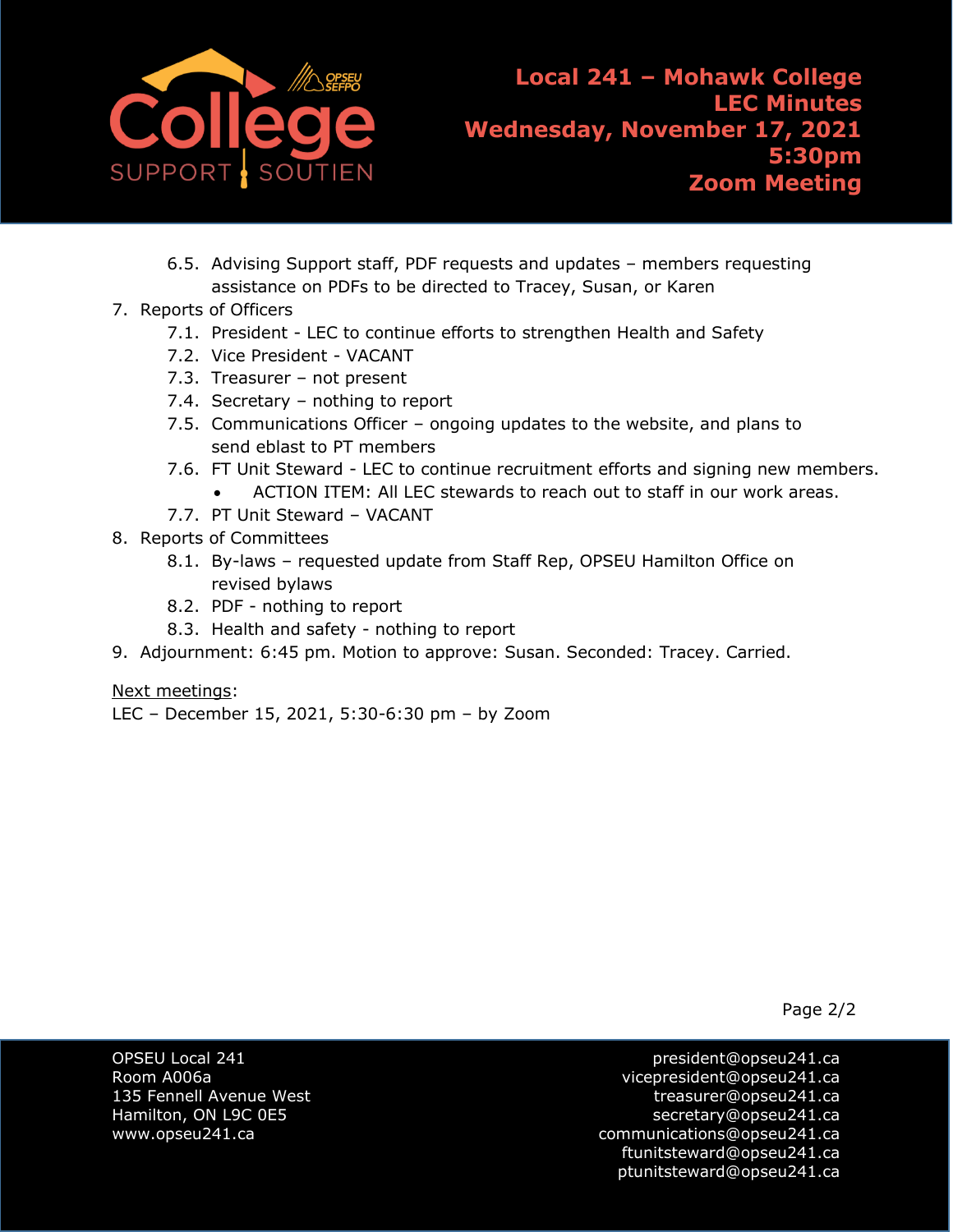6.5. Advising Support staff, PDF requests and updates – members requesting assistance on PDFs to be directed to Tracey, Susan, or Karen

7. Reports of Officers
    - 7.1. President - LEC to continue efforts to strengthen Health and Safety
    - 7.2. Vice President - VACANT
    - 7.3. Treasurer – not present
    - 7.4. Secretary – nothing to report
    - 7.5. Communications Officer – ongoing updates to the website, and plans to send eblast to PT members
    - 7.6. FT Unit Steward - LEC to continue recruitment efforts and signing new members.
        - ACTION ITEM: All LEC stewards to reach out to staff in our work areas.
    - 7.7. PT Unit Steward – VACANT
8. Reports of Committees
    - 8.1. By-laws – requested update from Staff Rep, OPSEU Hamilton Office on revised bylaws
    - 8.2. PDF - nothing to report
    - 8.3. Health and safety - nothing to report
9. Adjournment: 6:45 pm. Motion to approve: Susan. Seconded: Tracey. Carried.

Next meetings:
LEC – December 15, 2021, 5:30-6:30 pm – by Zoom